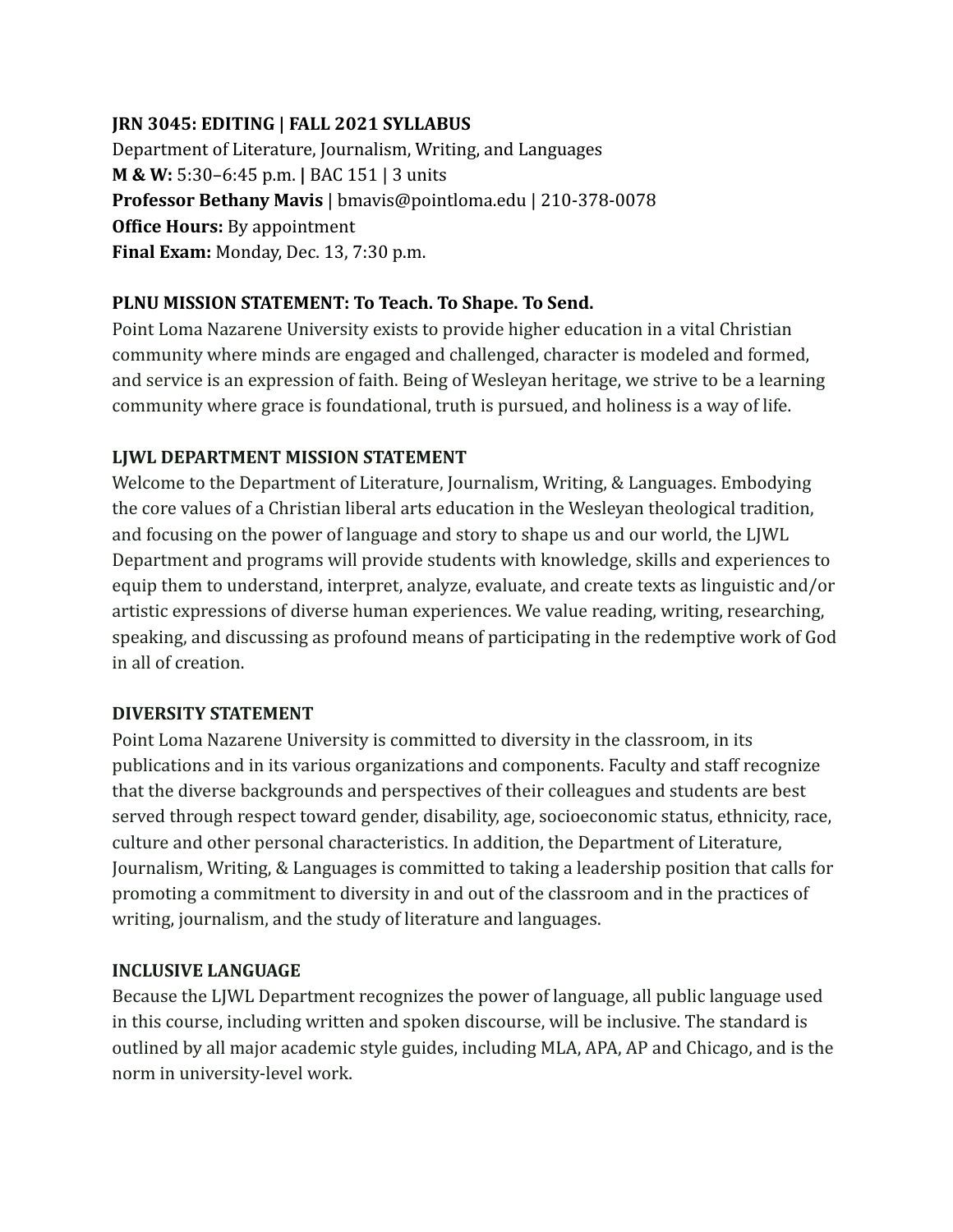**JRN 3045: EDITING | FALL 2021 SYLLABUS**

Department of Literature, Journalism, Writing, and Languages

**M & W:** 5:30–6:45 p.m. **|** BAC 151 | 3 units

**Professor Bethany Mavis** | bmavis@pointloma.edu | 210-378-0078

**Office Hours:** By appointment

**Final Exam:** Monday, Dec. 13, 7:30 p.m.

## PLNU MISSION STATEMENT: To Teach. To Shape. To Send.

Point Loma Nazarene University exists to provide higher education in a vital Christian community where minds are engaged and challenged, character is modeled and formed, and service is an expression of faith. Being of Wesleyan heritage, we strive to be a learning community where grace is foundational, truth is pursued, and holiness is a way of life.

## LJWL DEPARTMENT MISSION STATEMENT

Welcome to the Department of Literature, Journalism, Writing, & Languages. Embodying the core values of a Christian liberal arts education in the Wesleyan theological tradition, and focusing on the power of language and story to shape us and our world, the LJWL Department and programs will provide students with knowledge, skills and experiences to equip them to understand, interpret, analyze, evaluate, and create texts as linguistic and/or artistic expressions of diverse human experiences. We value reading, writing, researching, speaking, and discussing as profound means of participating in the redemptive work of God in all of creation.

## DIVERSITY STATEMENT

Point Loma Nazarene University is committed to diversity in the classroom, in its publications and in its various organizations and components. Faculty and staff recognize that the diverse backgrounds and perspectives of their colleagues and students are best served through respect toward gender, disability, age, socioeconomic status, ethnicity, race, culture and other personal characteristics. In addition, the Department of Literature, Journalism, Writing, & Languages is committed to taking a leadership position that calls for promoting a commitment to diversity in and out of the classroom and in the practices of writing, journalism, and the study of literature and languages.

## INCLUSIVE LANGUAGE

Because the LJWL Department recognizes the power of language, all public language used in this course, including written and spoken discourse, will be inclusive. The standard is outlined by all major academic style guides, including MLA, APA, AP and Chicago, and is the norm in university-level work.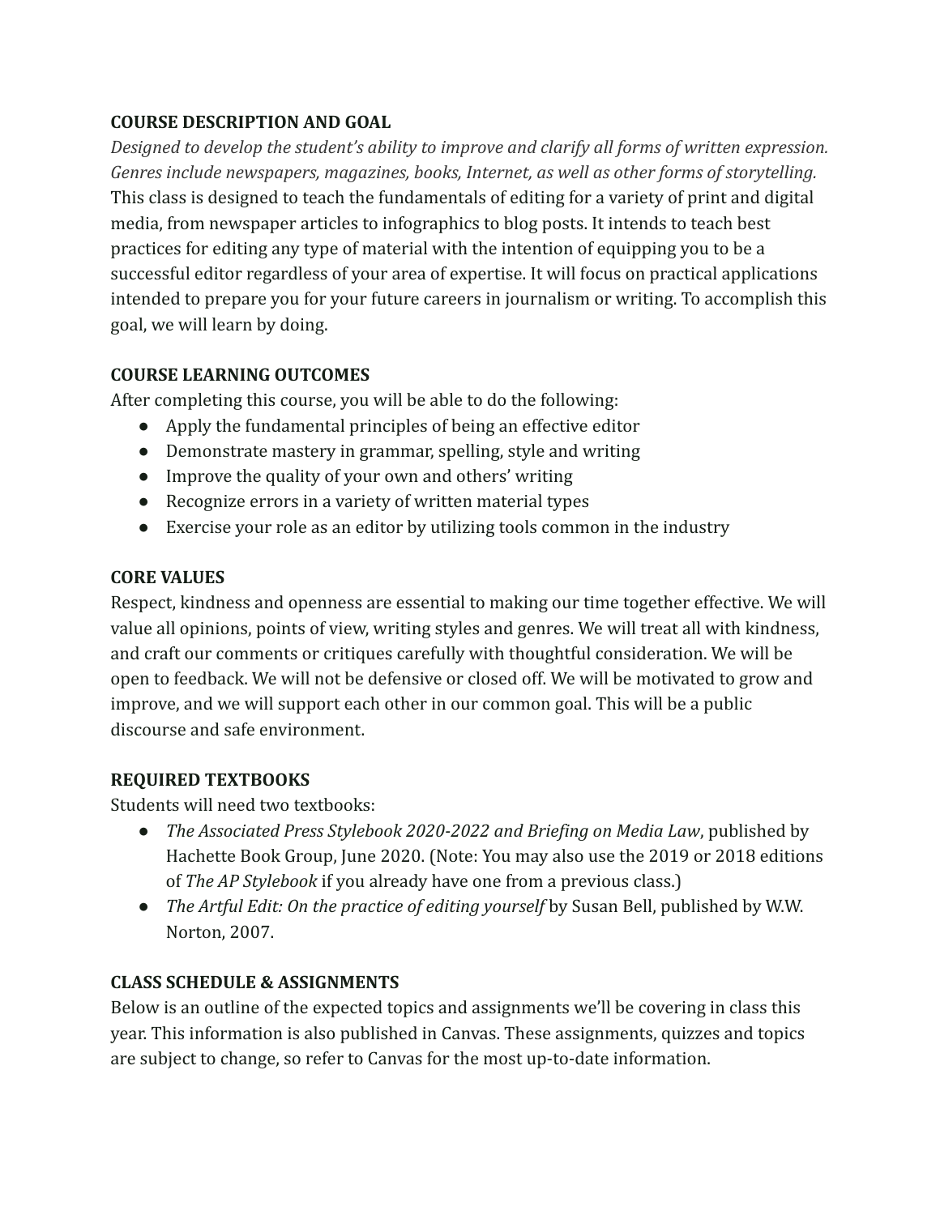**COURSE DESCRIPTION AND GOAL**

*Designed to develop the student's ability to improve and clarify all forms of written expression. Genres include newspapers, magazines, books, Internet, as well as other forms of storytelling.* This class is designed to teach the fundamentals of editing for a variety of print and digital media, from newspaper articles to infographics to blog posts. It intends to teach best practices for editing any type of material with the intention of equipping you to be a successful editor regardless of your area of expertise. It will focus on practical applications intended to prepare you for your future careers in journalism or writing. To accomplish this goal, we will learn by doing.

**COURSE LEARNING OUTCOMES**

After completing this course, you will be able to do the following:

- Apply the fundamental principles of being an effective editor
- Demonstrate mastery in grammar, spelling, style and writing
- Improve the quality of your own and others' writing
- Recognize errors in a variety of written material types
- Exercise your role as an editor by utilizing tools common in the industry

**CORE VALUES**

Respect, kindness and openness are essential to making our time together effective. We will value all opinions, points of view, writing styles and genres. We will treat all with kindness, and craft our comments or critiques carefully with thoughtful consideration. We will be open to feedback. We will not be defensive or closed off. We will be motivated to grow and improve, and we will support each other in our common goal. This will be a public discourse and safe environment.

**REQUIRED TEXTBOOKS**

Students will need two textbooks:

- *The Associated Press Stylebook 2020-2022 and Briefing on Media Law*, published by Hachette Book Group, June 2020. (Note: You may also use the 2019 or 2018 editions of *The AP Stylebook* if you already have one from a previous class.)
- *The Artful Edit: On the practice of editing yourself* by Susan Bell, published by W.W. Norton, 2007.

**CLASS SCHEDULE & ASSIGNMENTS**

Below is an outline of the expected topics and assignments we'll be covering in class this year. This information is also published in Canvas. These assignments, quizzes and topics are subject to change, so refer to Canvas for the most up-to-date information.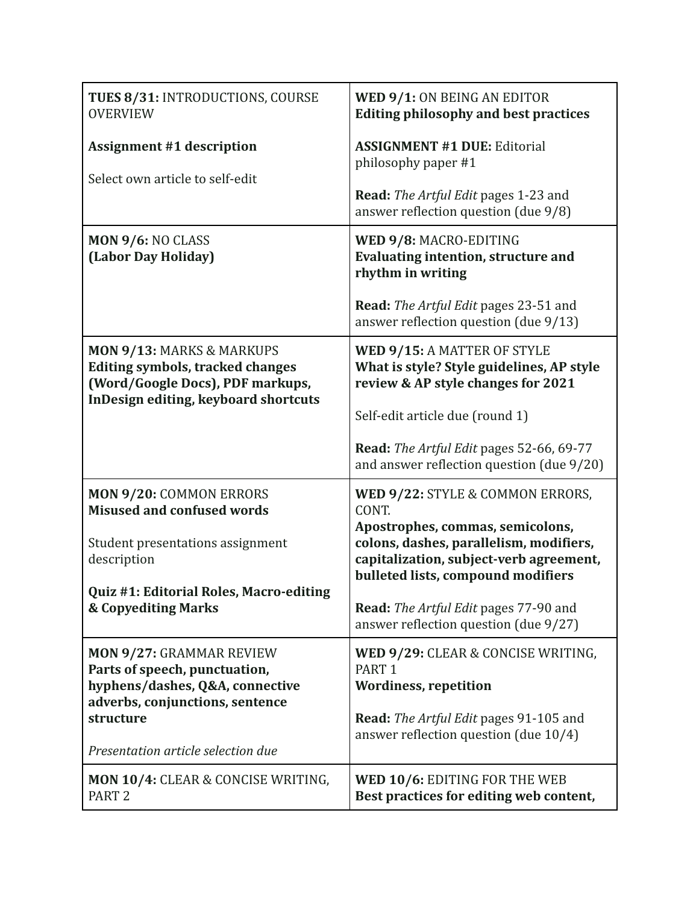| | |
|---|---|
| **TUES 8/31:** INTRODUCTIONS, COURSE OVERVIEW<br><br>**Assignment #1 description**<br><br>Select own article to self-edit | **WED 9/1:** ON BEING AN EDITOR<br>**Editing philosophy and best practices**<br><br>**ASSIGNMENT #1 DUE:** Editorial philosophy paper #1<br><br>**Read:** *The Artful Edit* pages 1-23 and answer reflection question (due 9/8) |
| **MON 9/6:** NO CLASS<br>**(Labor Day Holiday)** | **WED 9/8:** MACRO-EDITING<br>**Evaluating intention, structure and rhythm in writing**<br><br>**Read:** *The Artful Edit* pages 23-51 and answer reflection question (due 9/13) |
| **MON 9/13:** MARKS & MARKUPS<br>**Editing symbols, tracked changes (Word/Google Docs), PDF markups, InDesign editing, keyboard shortcuts** | **WED 9/15:** A MATTER OF STYLE<br>**What is style? Style guidelines, AP style review & AP style changes for 2021**<br><br>Self-edit article due (round 1)<br><br>**Read:** *The Artful Edit* pages 52-66, 69-77 and answer reflection question (due 9/20) |
| **MON 9/20:** COMMON ERRORS<br>**Misused and confused words**<br><br>Student presentations assignment description<br><br>**Quiz #1: Editorial Roles, Macro-editing & Copyediting Marks** | **WED 9/22:** STYLE & COMMON ERRORS, CONT.<br>**Apostrophes, commas, semicolons, colons, dashes, parallelism, modifiers, capitalization, subject-verb agreement, bulleted lists, compound modifiers**<br><br>**Read:** *The Artful Edit* pages 77-90 and answer reflection question (due 9/27) |
| **MON 9/27:** GRAMMAR REVIEW<br>**Parts of speech, punctuation, hyphens/dashes, Q&A, connective adverbs, conjunctions, sentence structure**<br><br>*Presentation article selection due* | **WED 9/29:** CLEAR & CONCISE WRITING, PART 1<br>**Wordiness, repetition**<br><br>**Read:** *The Artful Edit* pages 91-105 and answer reflection question (due 10/4) |
| **MON 10/4:** CLEAR & CONCISE WRITING, PART 2 | **WED 10/6:** EDITING FOR THE WEB<br>**Best practices for editing web content,** |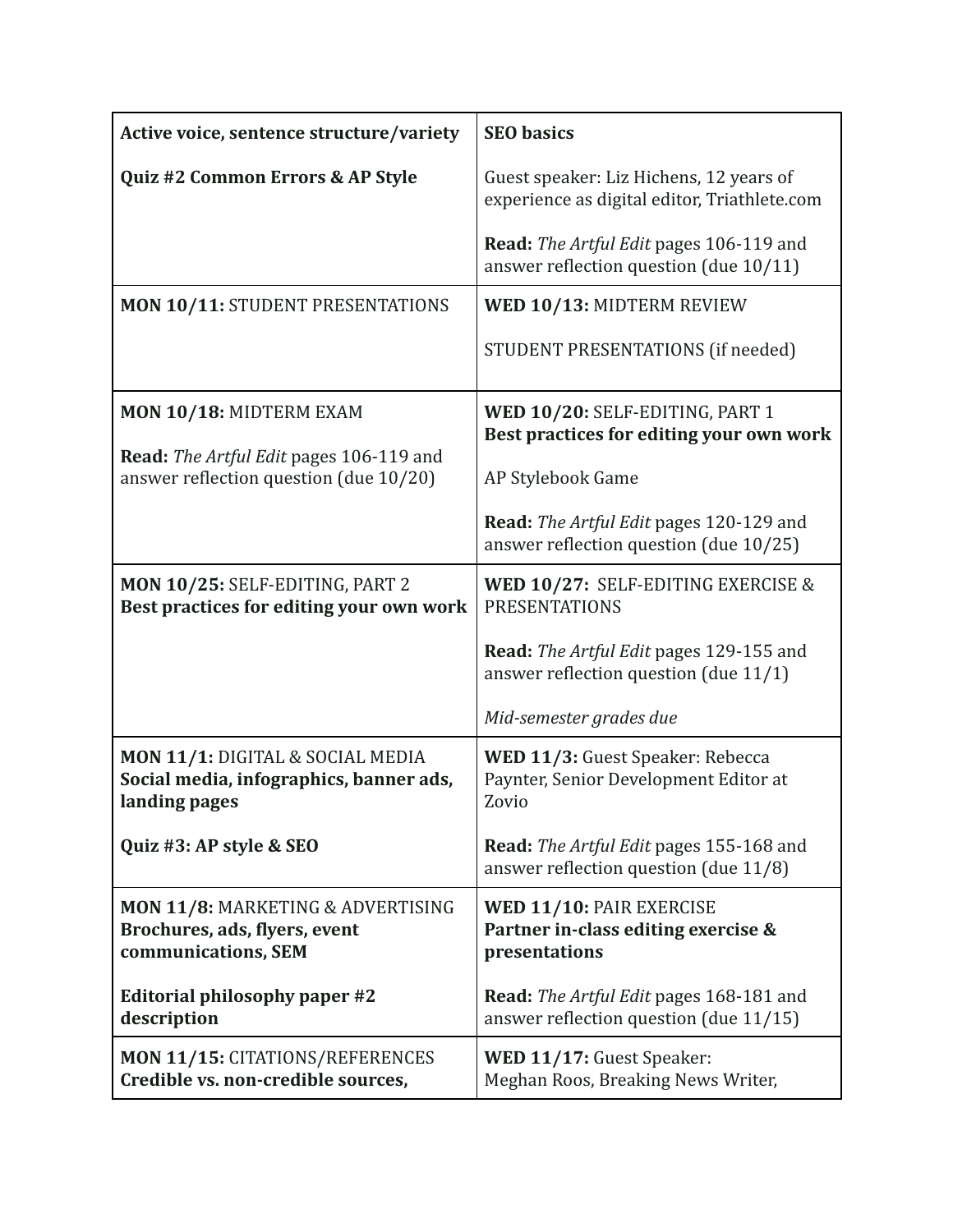| **Active voice, sentence structure/variety**<br><br>**Quiz #2 Common Errors & AP Style** | **SEO basics**<br><br>Guest speaker: Liz Hichens, 12 years of experience as digital editor, Triathlete.com<br><br>**Read:** *The Artful Edit* pages 106-119 and answer reflection question (due 10/11) |
|---|---|
| **MON 10/11:** STUDENT PRESENTATIONS | **WED 10/13:** MIDTERM REVIEW<br><br>STUDENT PRESENTATIONS (if needed) |
| **MON 10/18:** MIDTERM EXAM<br><br>**Read:** *The Artful Edit* pages 106-119 and answer reflection question (due 10/20) | **WED 10/20:** SELF-EDITING, PART 1<br>**Best practices for editing your own work**<br><br>AP Stylebook Game<br><br>**Read:** *The Artful Edit* pages 120-129 and answer reflection question (due 10/25) |
| **MON 10/25:** SELF-EDITING, PART 2<br>**Best practices for editing your own work** | **WED 10/27:** SELF-EDITING EXERCISE & PRESENTATIONS<br><br>**Read:** *The Artful Edit* pages 129-155 and answer reflection question (due 11/1)<br><br>*Mid-semester grades due* |
| **MON 11/1:** DIGITAL & SOCIAL MEDIA<br>**Social media, infographics, banner ads, landing pages**<br><br>**Quiz #3: AP style & SEO** | **WED 11/3:** Guest Speaker: Rebecca Paynter, Senior Development Editor at Zovio<br><br>**Read:** *The Artful Edit* pages 155-168 and answer reflection question (due 11/8) |
| **MON 11/8:** MARKETING & ADVERTISING<br>**Brochures, ads, flyers, event communications, SEM**<br><br>**Editorial philosophy paper #2 description** | **WED 11/10:** PAIR EXERCISE<br>**Partner in-class editing exercise & presentations**<br><br>**Read:** *The Artful Edit* pages 168-181 and answer reflection question (due 11/15) |
| **MON 11/15:** CITATIONS/REFERENCES<br>**Credible vs. non-credible sources,** | **WED 11/17:** Guest Speaker:<br>Meghan Roos, Breaking News Writer, |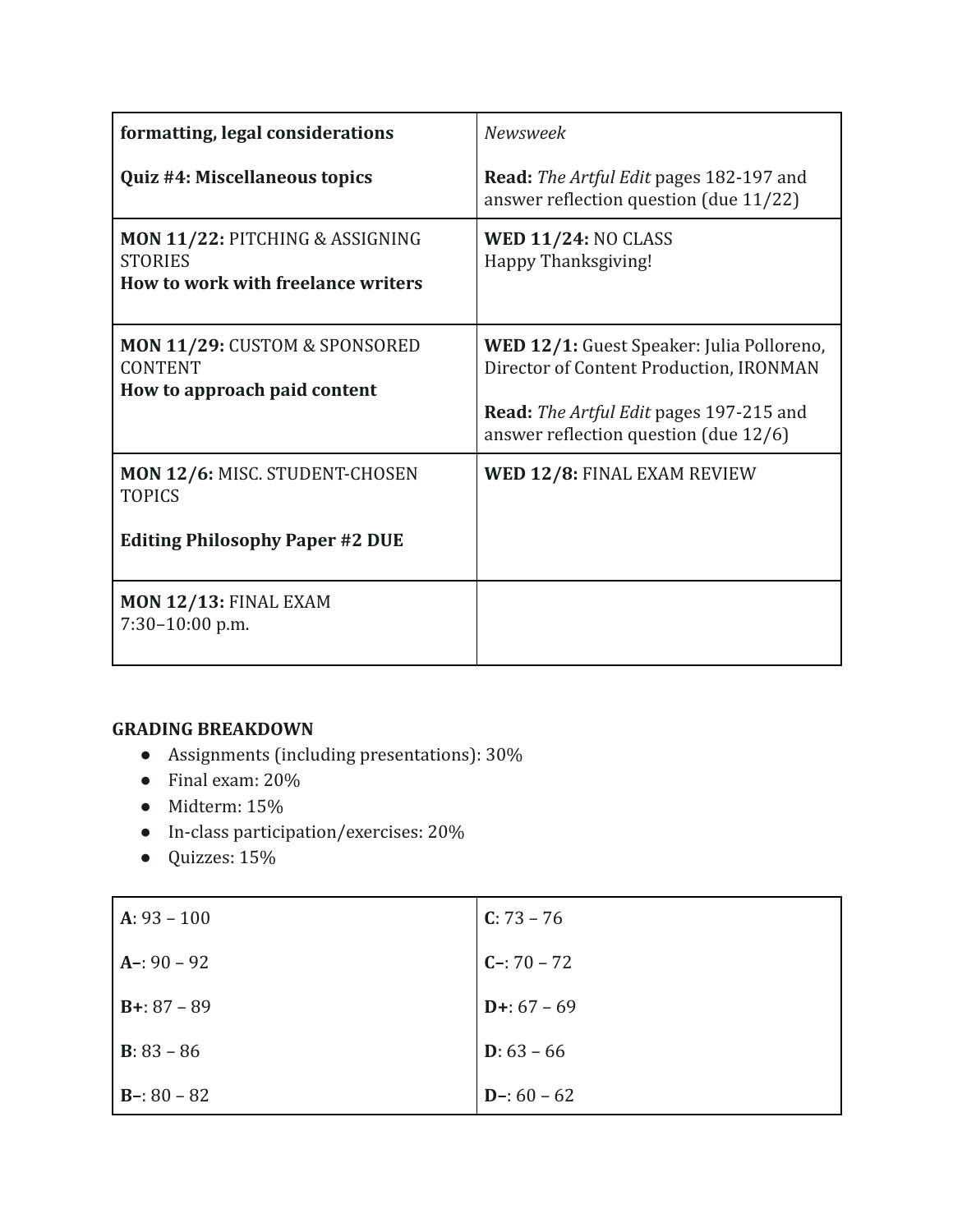| | |
|---|---|
| **formatting, legal considerations**<br><br>**Quiz #4: Miscellaneous topics** | *Newsweek*<br><br>**Read:** *The Artful Edit* pages 182-197 and answer reflection question (due 11/22) |
| **MON 11/22:** PITCHING & ASSIGNING STORIES<br>**How to work with freelance writers** | **WED 11/24:** NO CLASS<br>Happy Thanksgiving! |
| **MON 11/29:** CUSTOM & SPONSORED CONTENT<br>**How to approach paid content** | **WED 12/1:** Guest Speaker: Julia Polloreno, Director of Content Production, IRONMAN<br><br>**Read:** *The Artful Edit* pages 197-215 and answer reflection question (due 12/6) |
| **MON 12/6:** MISC. STUDENT-CHOSEN TOPICS<br><br>**Editing Philosophy Paper #2 DUE** | **WED 12/8:** FINAL EXAM REVIEW |
| **MON 12/13:** FINAL EXAM<br>7:30–10:00 p.m. | |

**GRADING BREAKDOWN**

- Assignments (including presentations): 30%
- Final exam: 20%
- Midterm: 15%
- In-class participation/exercises: 20%
- Quizzes: 15%

| | |
|---|---|
| **A**: 93 – 100 | **C**: 73 – 76 |
| **A–**: 90 – 92 | **C–**: 70 – 72 |
| **B+**: 87 – 89 | **D+**: 67 – 69 |
| **B**: 83 – 86 | **D**: 63 – 66 |
| **B–**: 80 – 82 | **D–**: 60 – 62 |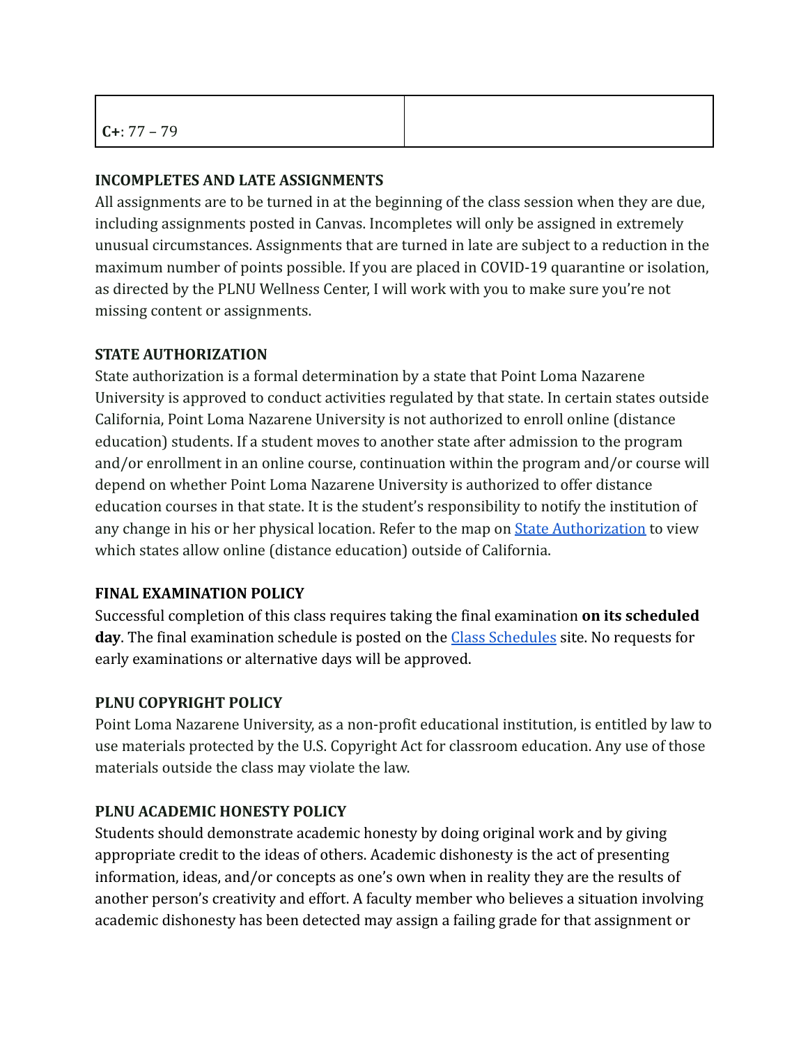| **C+**: 77 – 79 | |
|---|---|

**INCOMPLETES AND LATE ASSIGNMENTS**

All assignments are to be turned in at the beginning of the class session when they are due, including assignments posted in Canvas. Incompletes will only be assigned in extremely unusual circumstances. Assignments that are turned in late are subject to a reduction in the maximum number of points possible. If you are placed in COVID-19 quarantine or isolation, as directed by the PLNU Wellness Center, I will work with you to make sure you're not missing content or assignments.

**STATE AUTHORIZATION**

State authorization is a formal determination by a state that Point Loma Nazarene University is approved to conduct activities regulated by that state. In certain states outside California, Point Loma Nazarene University is not authorized to enroll online (distance education) students. If a student moves to another state after admission to the program and/or enrollment in an online course, continuation within the program and/or course will depend on whether Point Loma Nazarene University is authorized to offer distance education courses in that state. It is the student's responsibility to notify the institution of any change in his or her physical location. Refer to the map on State Authorization to view which states allow online (distance education) outside of California.

**FINAL EXAMINATION POLICY**

Successful completion of this class requires taking the final examination **on its scheduled day**. The final examination schedule is posted on the Class Schedules site. No requests for early examinations or alternative days will be approved.

**PLNU COPYRIGHT POLICY**

Point Loma Nazarene University, as a non-profit educational institution, is entitled by law to use materials protected by the U.S. Copyright Act for classroom education. Any use of those materials outside the class may violate the law.

**PLNU ACADEMIC HONESTY POLICY**

Students should demonstrate academic honesty by doing original work and by giving appropriate credit to the ideas of others. Academic dishonesty is the act of presenting information, ideas, and/or concepts as one's own when in reality they are the results of another person's creativity and effort. A faculty member who believes a situation involving academic dishonesty has been detected may assign a failing grade for that assignment or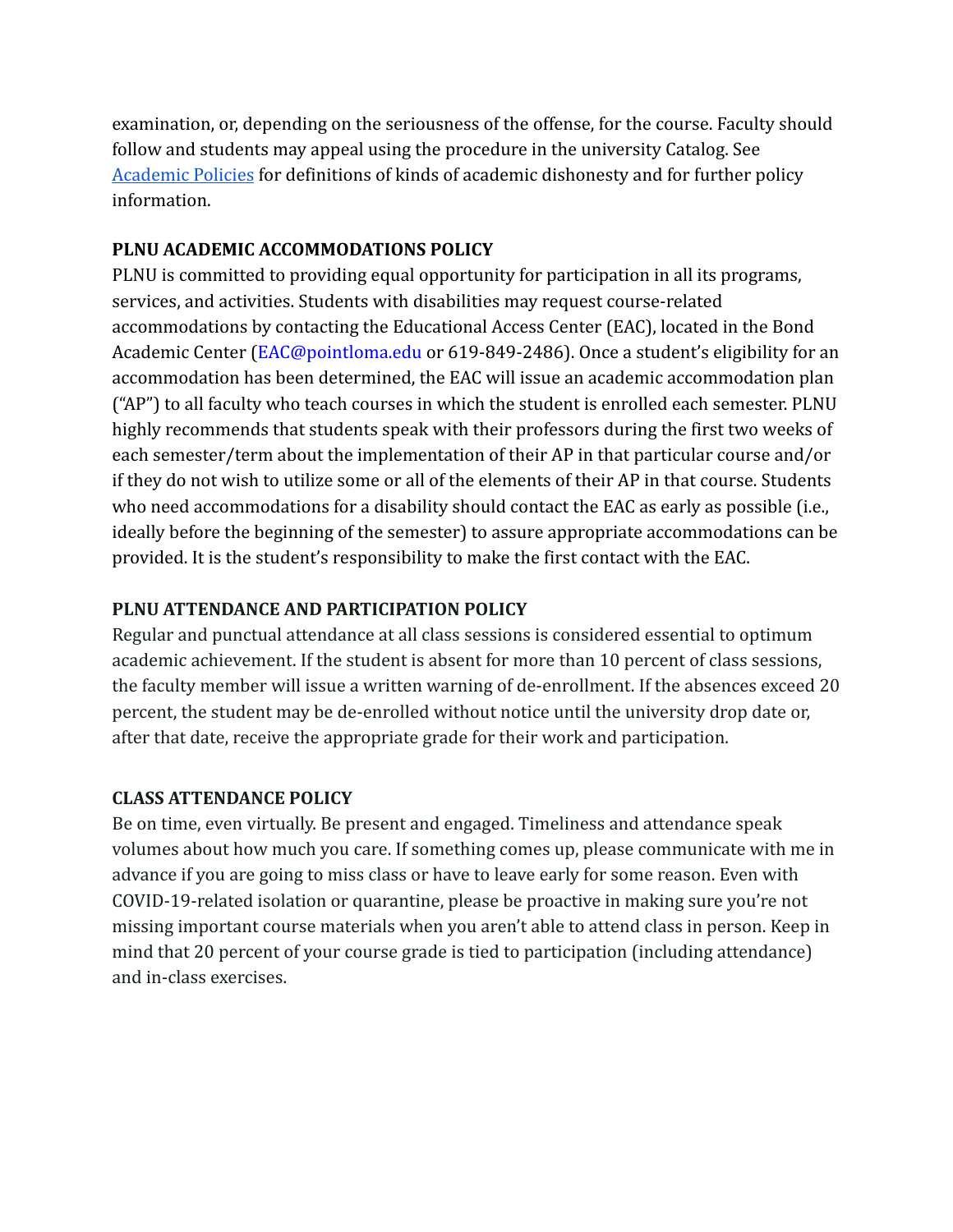examination, or, depending on the seriousness of the offense, for the course. Faculty should follow and students may appeal using the procedure in the university Catalog. See Academic Policies for definitions of kinds of academic dishonesty and for further policy information.

**PLNU ACADEMIC ACCOMMODATIONS POLICY**

PLNU is committed to providing equal opportunity for participation in all its programs, services, and activities. Students with disabilities may request course-related accommodations by contacting the Educational Access Center (EAC), located in the Bond Academic Center (EAC@pointloma.edu or 619-849-2486). Once a student's eligibility for an accommodation has been determined, the EAC will issue an academic accommodation plan ("AP") to all faculty who teach courses in which the student is enrolled each semester. PLNU highly recommends that students speak with their professors during the first two weeks of each semester/term about the implementation of their AP in that particular course and/or if they do not wish to utilize some or all of the elements of their AP in that course. Students who need accommodations for a disability should contact the EAC as early as possible (i.e., ideally before the beginning of the semester) to assure appropriate accommodations can be provided. It is the student's responsibility to make the first contact with the EAC.

**PLNU ATTENDANCE AND PARTICIPATION POLICY**

Regular and punctual attendance at all class sessions is considered essential to optimum academic achievement. If the student is absent for more than 10 percent of class sessions, the faculty member will issue a written warning of de-enrollment. If the absences exceed 20 percent, the student may be de-enrolled without notice until the university drop date or, after that date, receive the appropriate grade for their work and participation.

**CLASS ATTENDANCE POLICY**

Be on time, even virtually. Be present and engaged. Timeliness and attendance speak volumes about how much you care. If something comes up, please communicate with me in advance if you are going to miss class or have to leave early for some reason. Even with COVID-19-related isolation or quarantine, please be proactive in making sure you're not missing important course materials when you aren't able to attend class in person. Keep in mind that 20 percent of your course grade is tied to participation (including attendance) and in-class exercises.